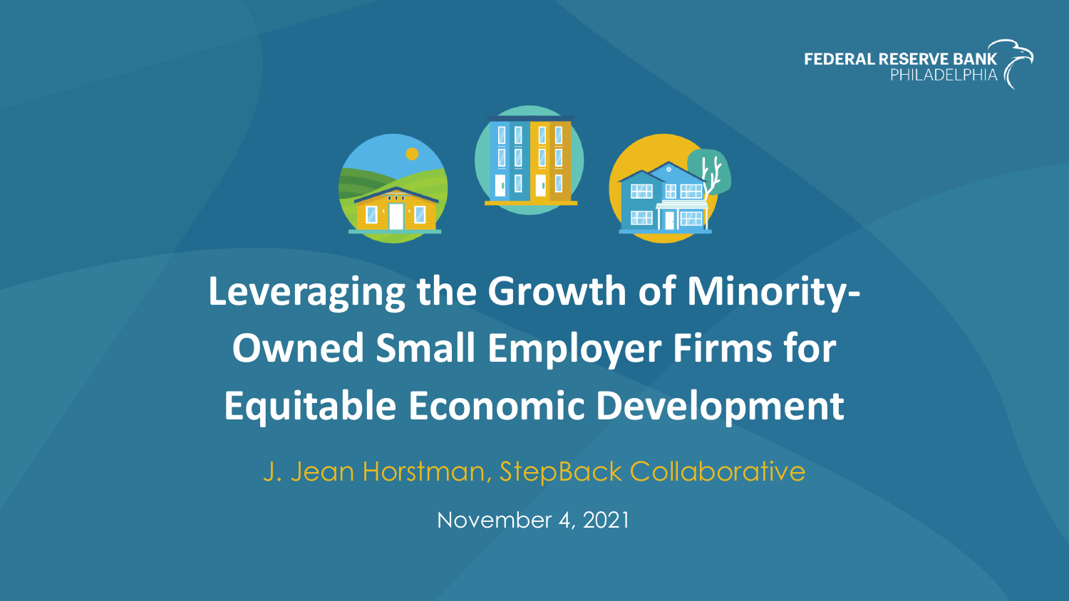FEDERAL RESERVE BANK PHILADELPHIA

# Leveraging the Growth of Minority-Owned Small Employer Firms for Equitable Economic Development

J. Jean Horstman, StepBack Collaborative

November 4, 2021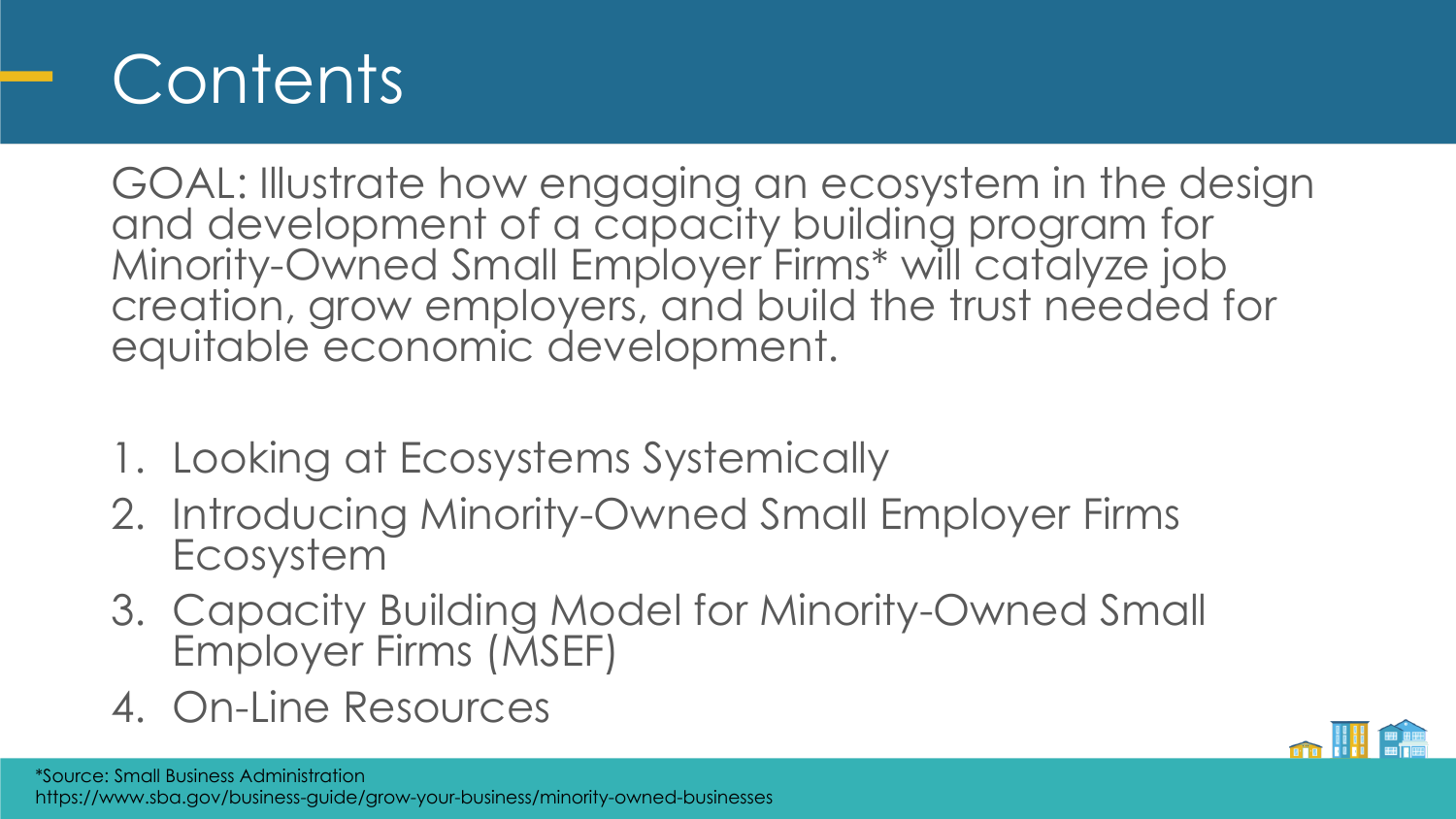# Contents

GOAL: Illustrate how engaging an ecosystem in the design and development of a capacity building program for Minority-Owned Small Employer Firms* will catalyze job creation, grow employers, and build the trust needed for equitable economic development.

1. Looking at Ecosystems Systemically
2. Introducing Minority-Owned Small Employer Firms Ecosystem
3. Capacity Building Model for Minority-Owned Small Employer Firms (MSEF)
4. On-Line Resources

*Source: Small Business Administration
https://www.sba.gov/business-guide/grow-your-business/minority-owned-businesses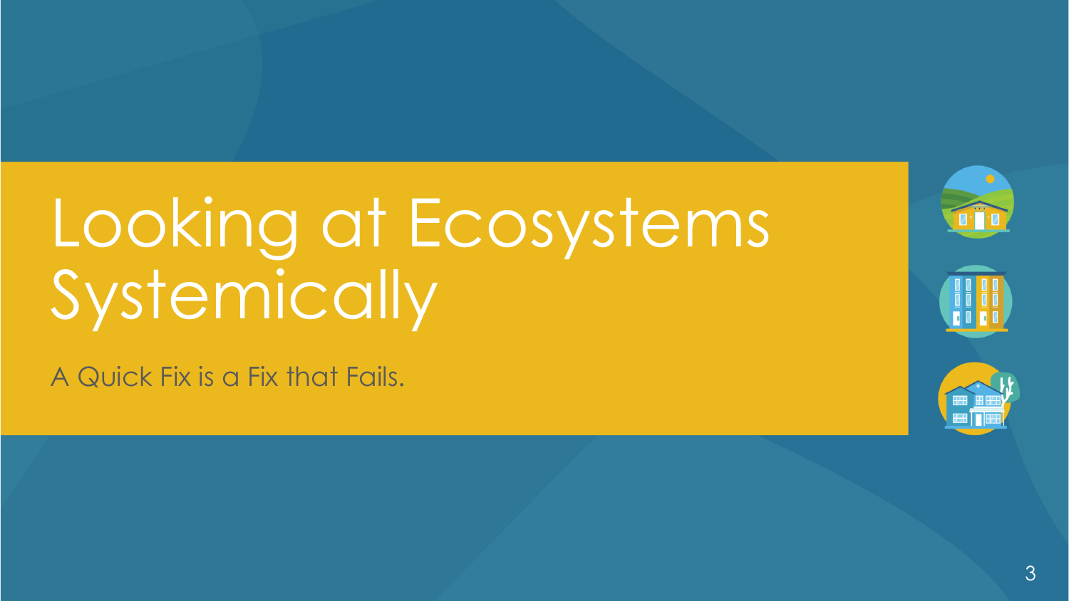# Looking at Ecosystems Systemically

A Quick Fix is a Fix that Fails.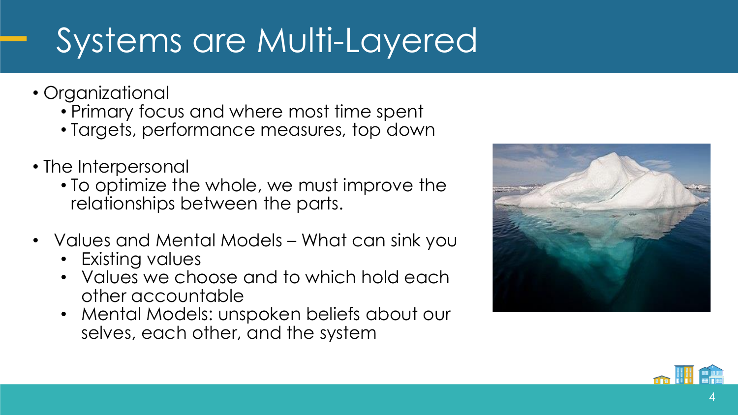# Systems are Multi-Layered

- Organizational
  - Primary focus and where most time spent
  - Targets, performance measures, top down
- The Interpersonal
  - To optimize the whole, we must improve the relationships between the parts.
- Values and Mental Models – What can sink you
  - Existing values
  - Values we choose and to which hold each other accountable
  - Mental Models: unspoken beliefs about our selves, each other, and the system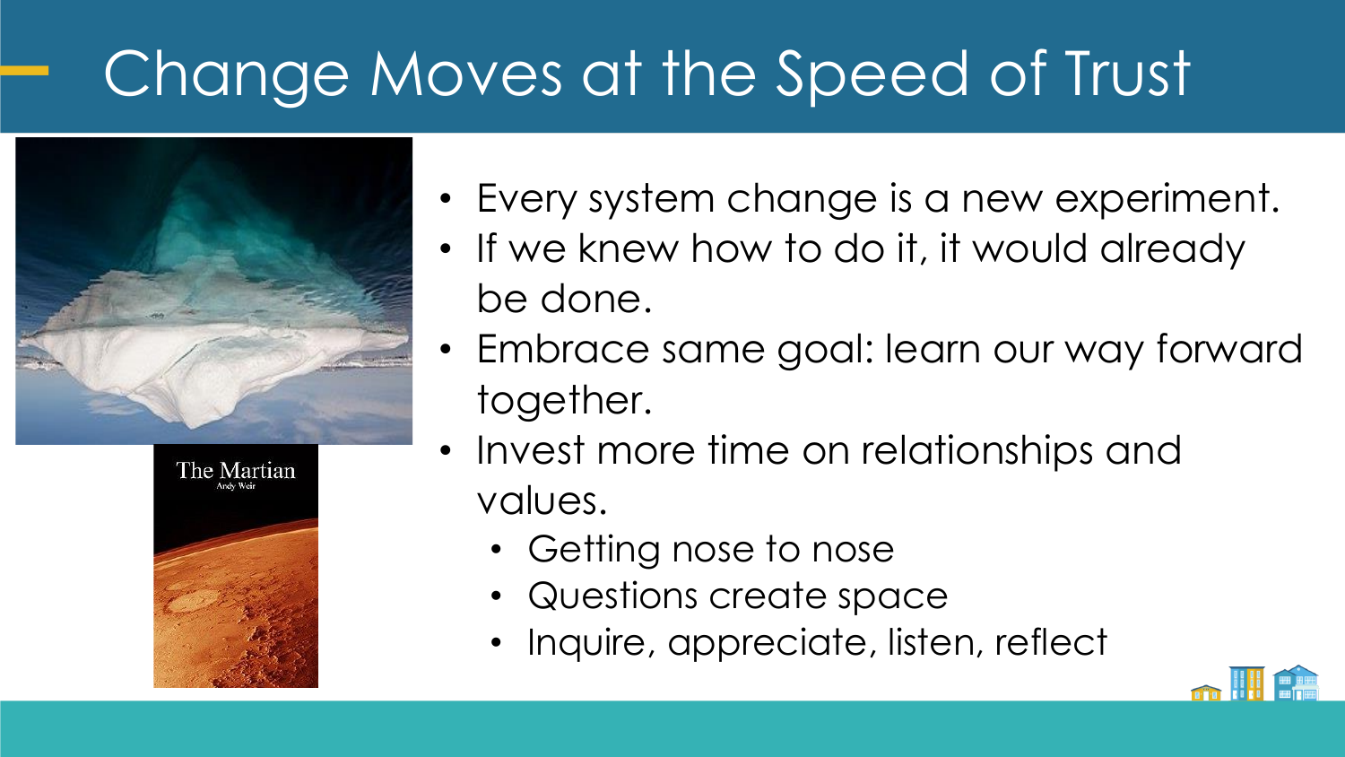# Change Moves at the Speed of Trust

- Every system change is a new experiment.
- If we knew how to do it, it would already be done.
- Embrace same goal: learn our way forward together.
- Invest more time on relationships and values.
  - Getting nose to nose
  - Questions create space
  - Inquire, appreciate, listen, reflect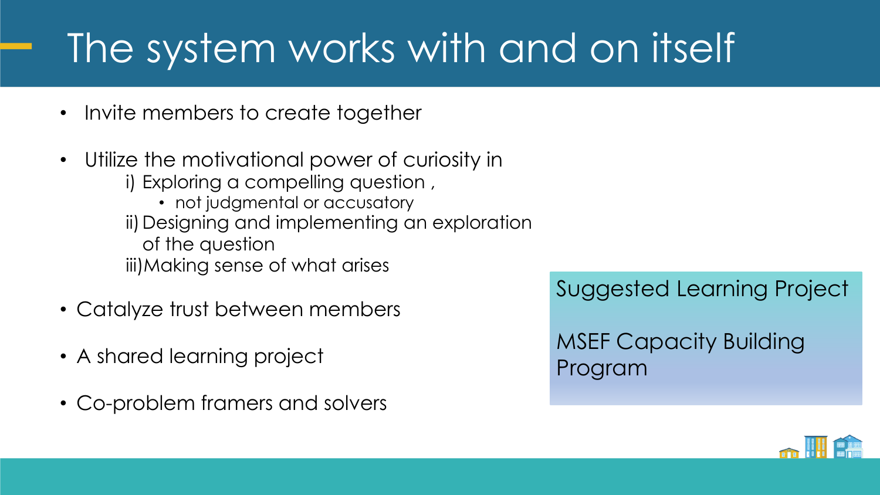# The system works with and on itself

- Invite members to create together
- Utilize the motivational power of curiosity in
  - i) Exploring a compelling question ,
    - not judgmental or accusatory
  - ii) Designing and implementing an exploration of the question
  - iii) Making sense of what arises
- Catalyze trust between members
- A shared learning project
- Co-problem framers and solvers

Suggested Learning Project

MSEF Capacity Building Program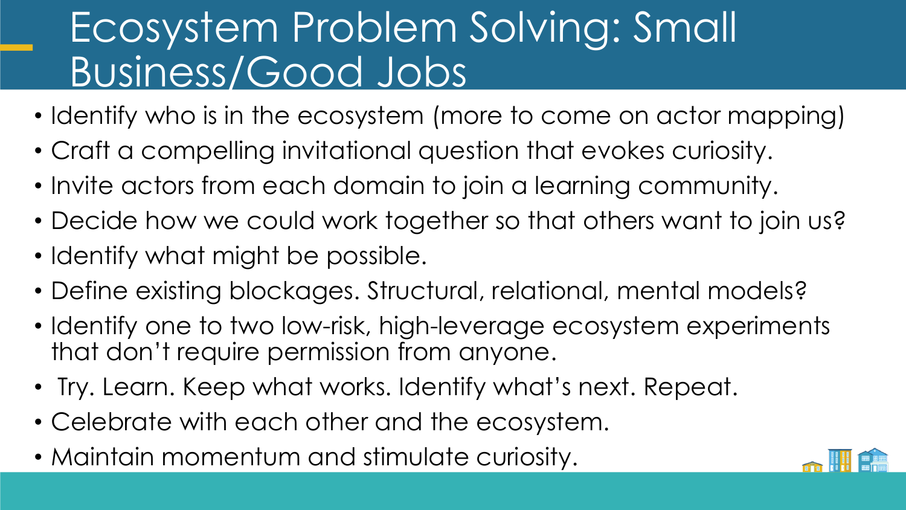# Ecosystem Problem Solving: Small Business/Good Jobs

- Identify who is in the ecosystem (more to come on actor mapping)
- Craft a compelling invitational question that evokes curiosity.
- Invite actors from each domain to join a learning community.
- Decide how we could work together so that others want to join us?
- Identify what might be possible.
- Define existing blockages. Structural, relational, mental models?
- Identify one to two low-risk, high-leverage ecosystem experiments that don't require permission from anyone.
- Try. Learn. Keep what works. Identify what's next. Repeat.
- Celebrate with each other and the ecosystem.
- Maintain momentum and stimulate curiosity.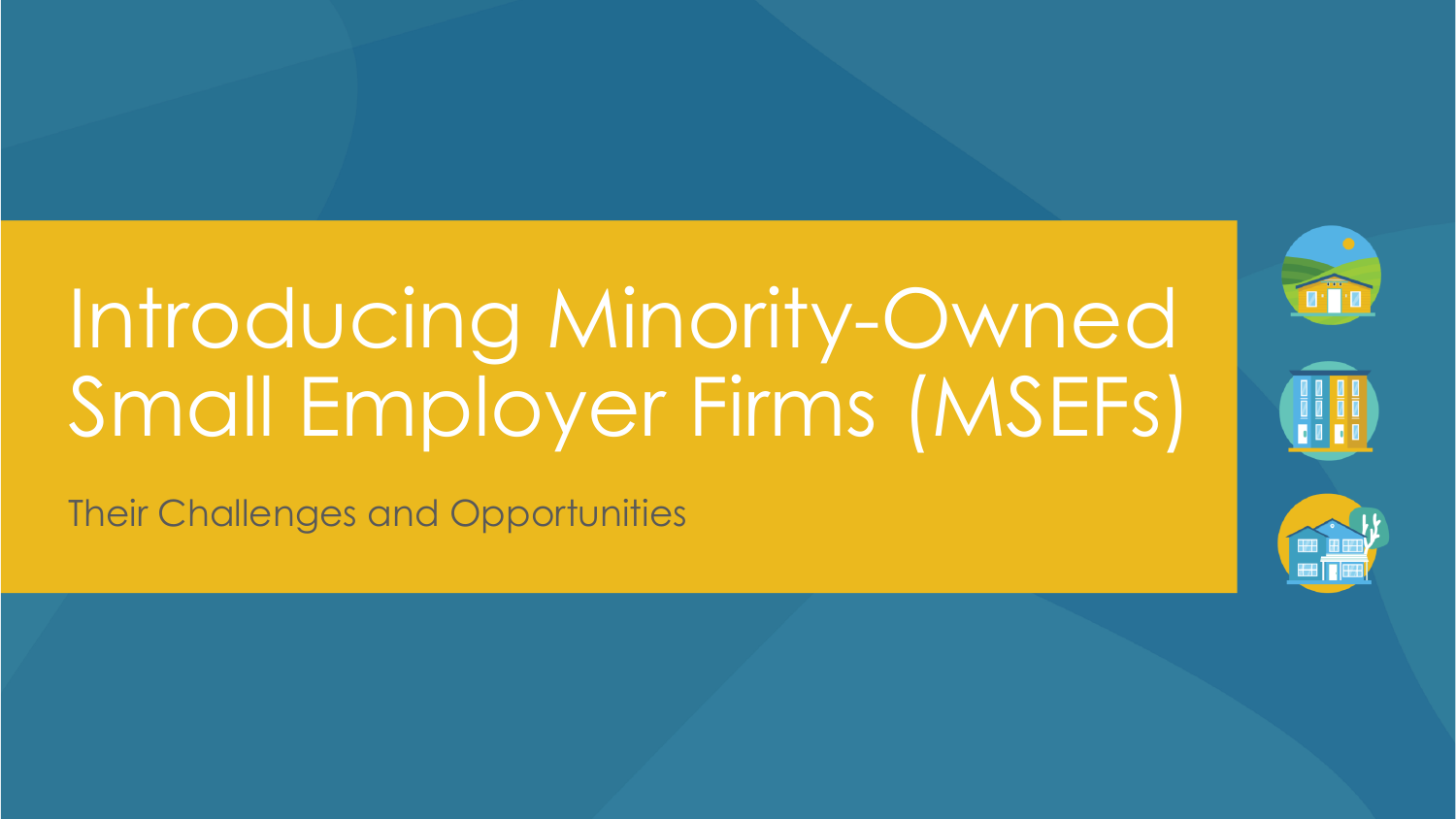# Introducing Minority-Owned Small Employer Firms (MSEFs)

Their Challenges and Opportunities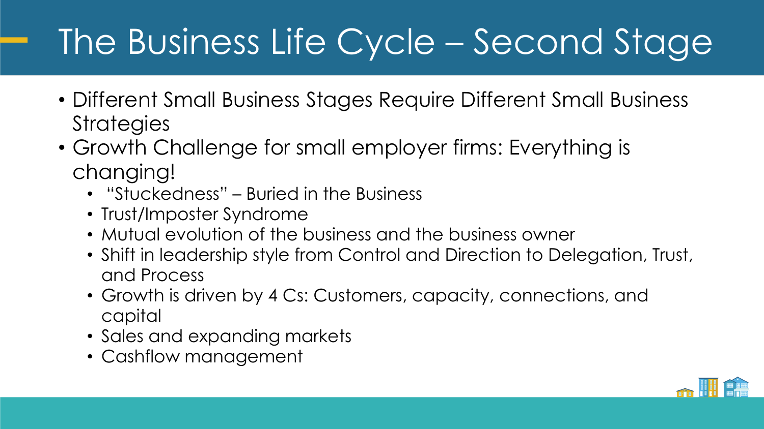# The Business Life Cycle – Second Stage

- Different Small Business Stages Require Different Small Business Strategies
- Growth Challenge for small employer firms: Everything is changing!
  - "Stuckedness" – Buried in the Business
  - Trust/Imposter Syndrome
  - Mutual evolution of the business and the business owner
  - Shift in leadership style from Control and Direction to Delegation, Trust, and Process
  - Growth is driven by 4 Cs: Customers, capacity, connections, and capital
  - Sales and expanding markets
  - Cashflow management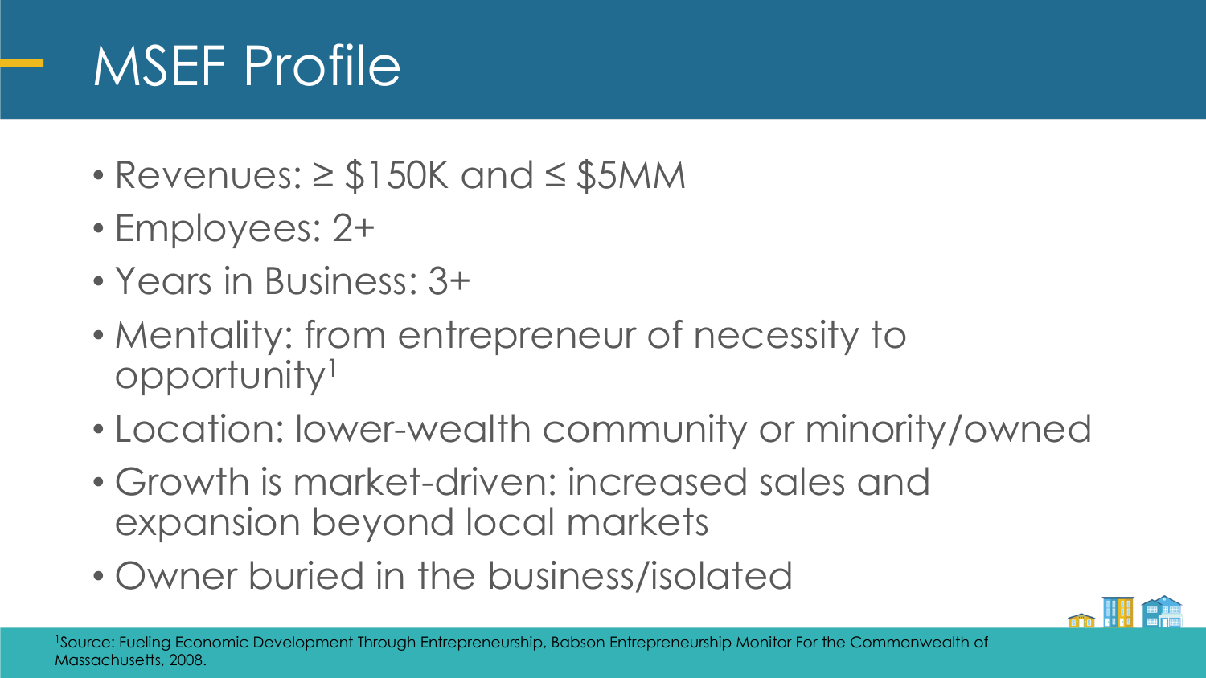# MSEF Profile

- Revenues: ≥ $150K and ≤ $5MM
- Employees: 2+
- Years in Business: 3+
- Mentality: from entrepreneur of necessity to opportunity[1]
- Location: lower-wealth community or minority/owned
- Growth is market-driven: increased sales and expansion beyond local markets
- Owner buried in the business/isolated

[1]Source: Fueling Economic Development Through Entrepreneurship, Babson Entrepreneurship Monitor For the Commonwealth of Massachusetts, 2008.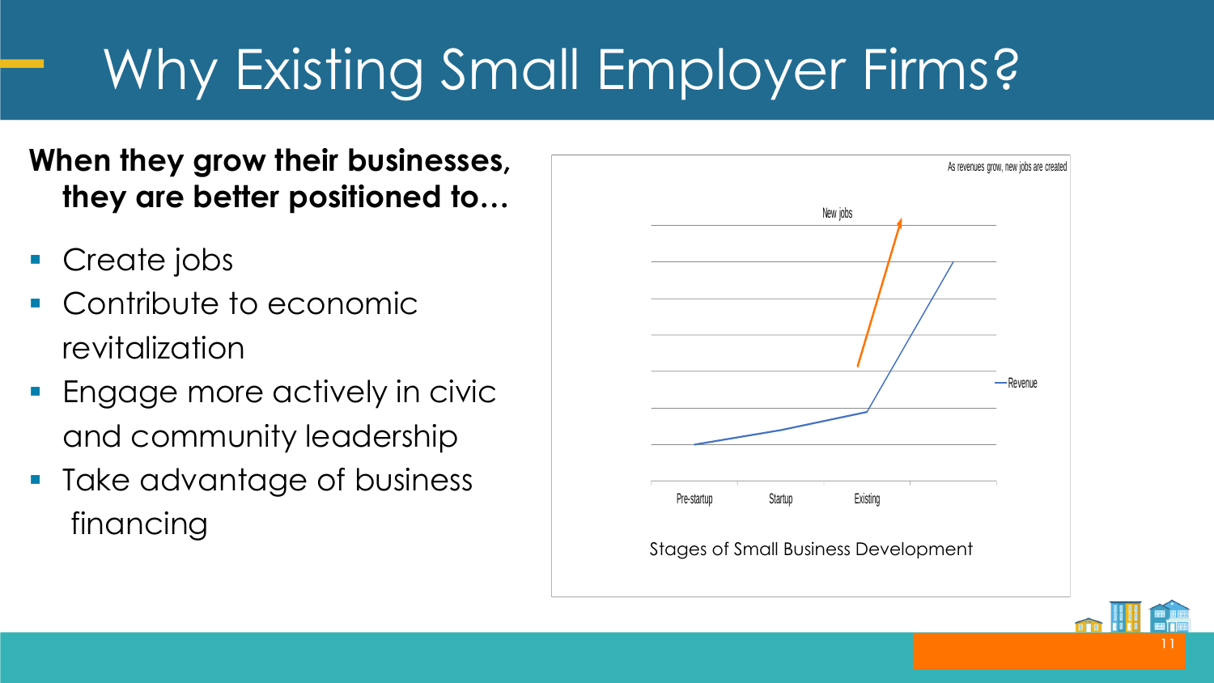# Why Existing Small Employer Firms?

**When they grow their businesses, they are better positioned to…**

- Create jobs
- Contribute to economic revitalization
- Engage more actively in civic and community leadership
- Take advantage of business financing

As revenues grow, new jobs are created

New jobs

Revenue

Pre-startup | Startup | Existing

Stages of Small Business Development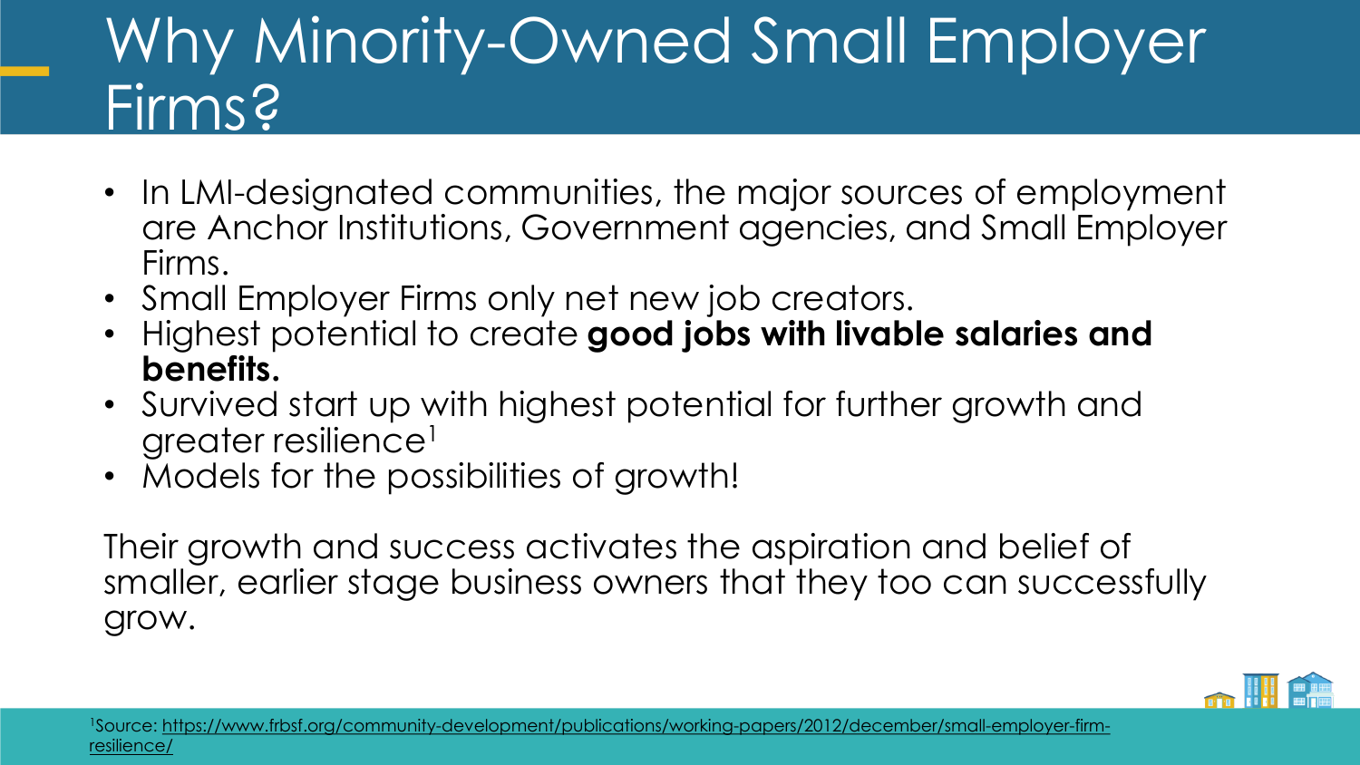# Why Minority-Owned Small Employer Firms?

- In LMI-designated communities, the major sources of employment are Anchor Institutions, Government agencies, and Small Employer Firms.
- Small Employer Firms only net new job creators.
- Highest potential to create **good jobs with livable salaries and benefits.**
- Survived start up with highest potential for further growth and greater resilience[1]
- Models for the possibilities of growth!

Their growth and success activates the aspiration and belief of smaller, earlier stage business owners that they too can successfully grow.

[1]Source: https://www.frbsf.org/community-development/publications/working-papers/2012/december/small-employer-firm-resilience/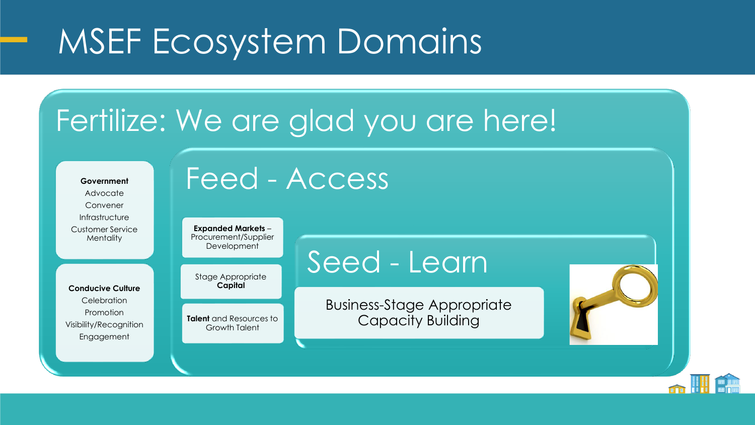# MSEF Ecosystem Domains

## Fertilize: We are glad you are here!

**Government**
Advocate
Convener
Infrastructure
Customer Service Mentality

**Conducive Culture**
Celebration
Promotion
Visibility/Recognition
Engagement

### Feed - Access

**Expanded Markets** – Procurement/Supplier Development

Stage Appropriate **Capital**

**Talent** and Resources to Growth Talent

### Seed - Learn

Business-Stage Appropriate Capacity Building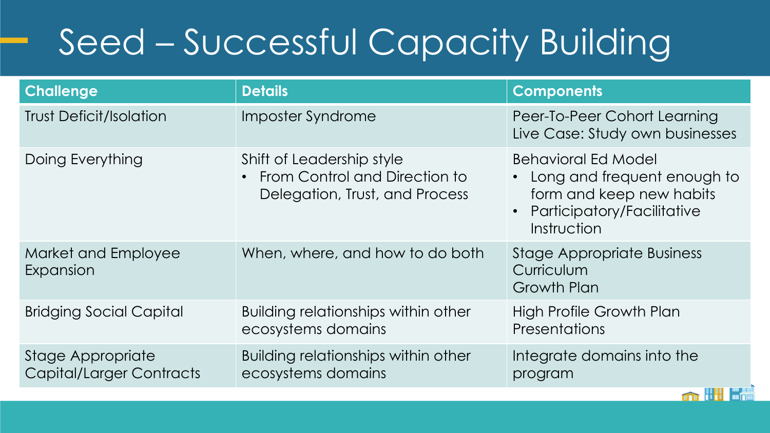# Seed – Successful Capacity Building

| Challenge | Details | Components |
|---|---|---|
| Trust Deficit/Isolation | Imposter Syndrome | Peer-To-Peer Cohort Learning<br>Live Case: Study own businesses |
| Doing Everything | Shift of Leadership style<br>• From Control and Direction to Delegation, Trust, and Process | Behavioral Ed Model<br>• Long and frequent enough to form and keep new habits<br>• Participatory/Facilitative Instruction |
| Market and Employee Expansion | When, where, and how to do both | Stage Appropriate Business Curriculum<br>Growth Plan |
| Bridging Social Capital | Building relationships within other ecosystems domains | High Profile Growth Plan Presentations |
| Stage Appropriate Capital/Larger Contracts | Building relationships within other ecosystems domains | Integrate domains into the program |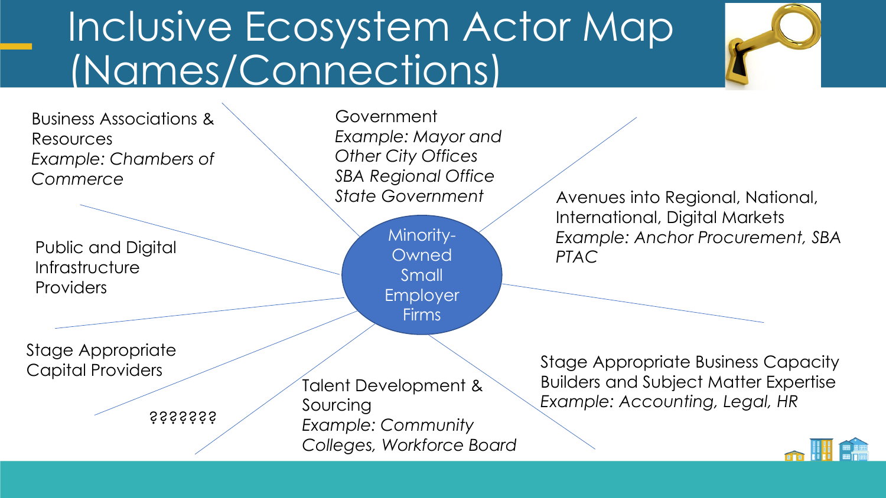# Inclusive Ecosystem Actor Map (Names/Connections)

**Minority-Owned Small Employer Firms**

Business Associations & Resources
*Example: Chambers of Commerce*

Government
*Example: Mayor and Other City Offices*
*SBA Regional Office*
*State Government*

Avenues into Regional, National, International, Digital Markets
*Example: Anchor Procurement, SBA PTAC*

Public and Digital Infrastructure Providers

Stage Appropriate Capital Providers

???????

Talent Development & Sourcing
*Example: Community Colleges, Workforce Board*

Stage Appropriate Business Capacity Builders and Subject Matter Expertise
*Example: Accounting, Legal, HR*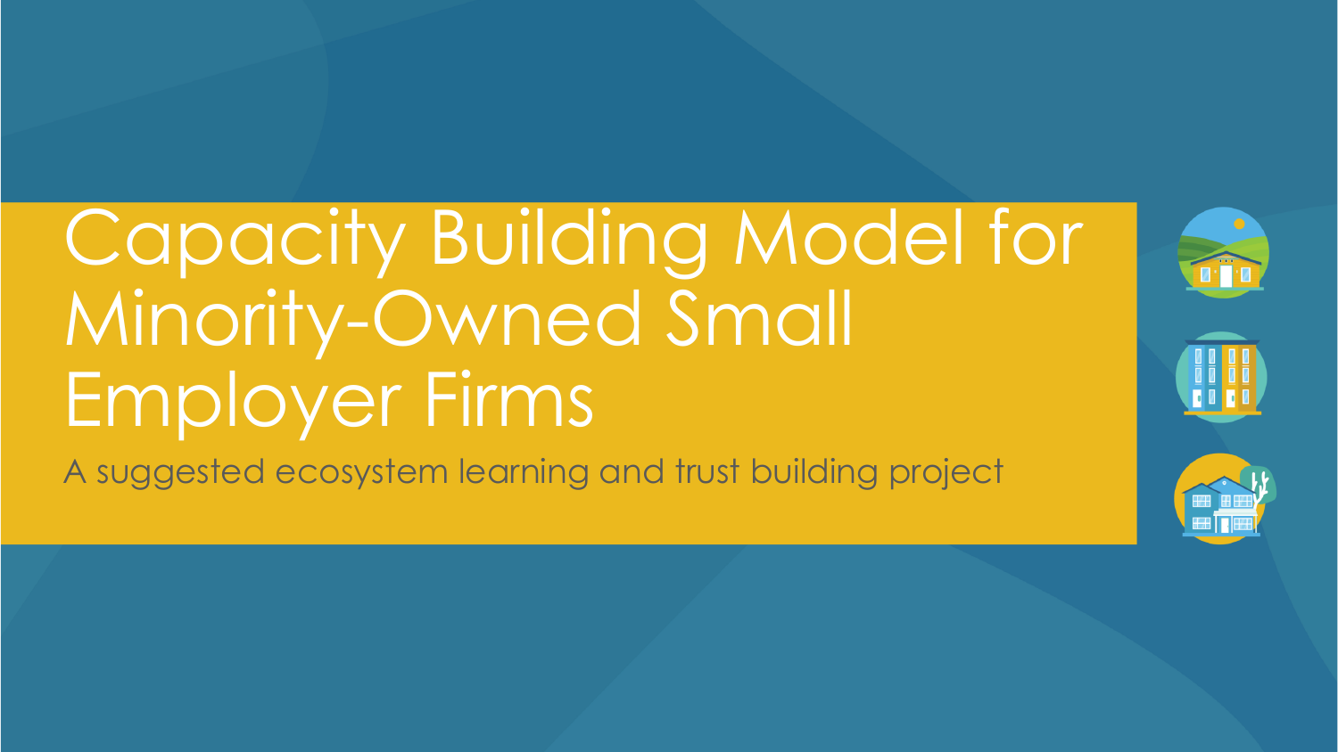# Capacity Building Model for Minority-Owned Small Employer Firms

A suggested ecosystem learning and trust building project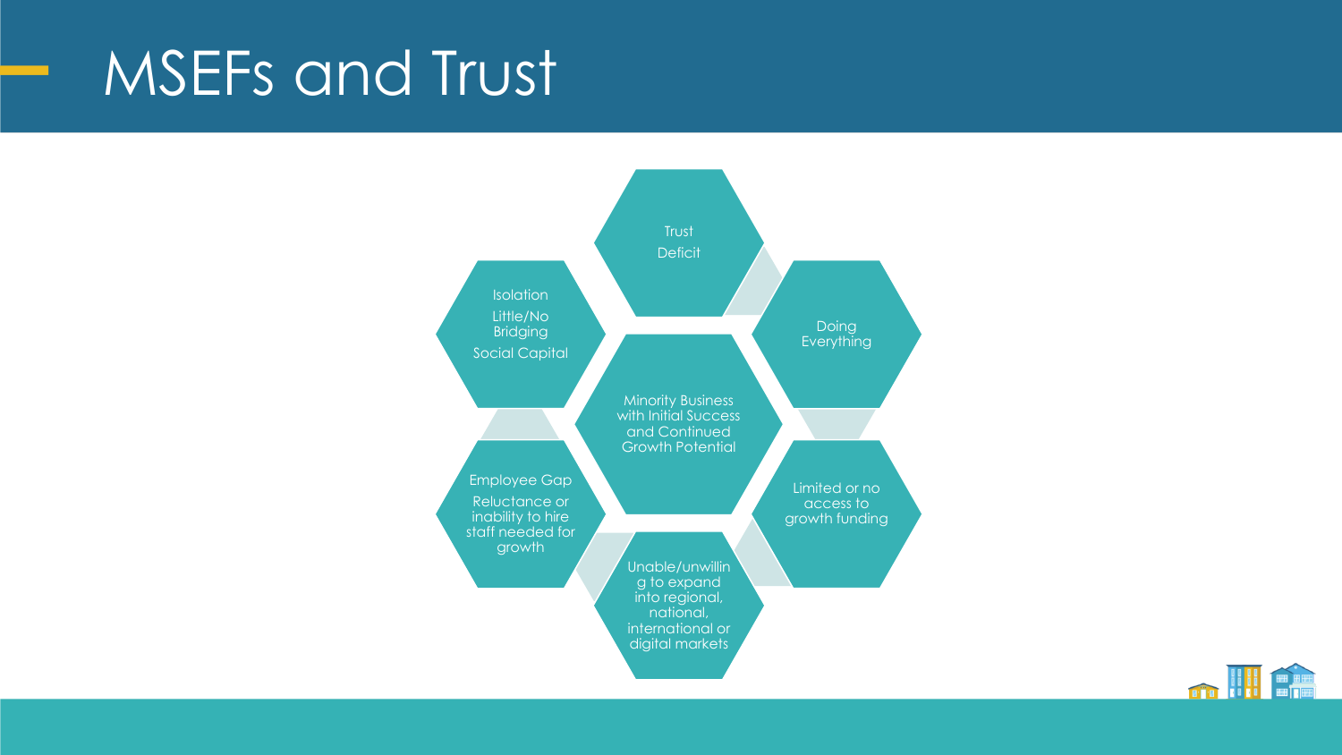# MSEFs and Trust

**Minority Business with Initial Success and Continued Growth Potential**

- **Trust Deficit**
- **Doing Everything**
- **Limited or no access to growth funding**
- **Unable/unwilling to expand into regional, national, international or digital markets**
- **Employee Gap** – Reluctance or inability to hire staff needed for growth
- **Isolation** – Little/No Bridging Social Capital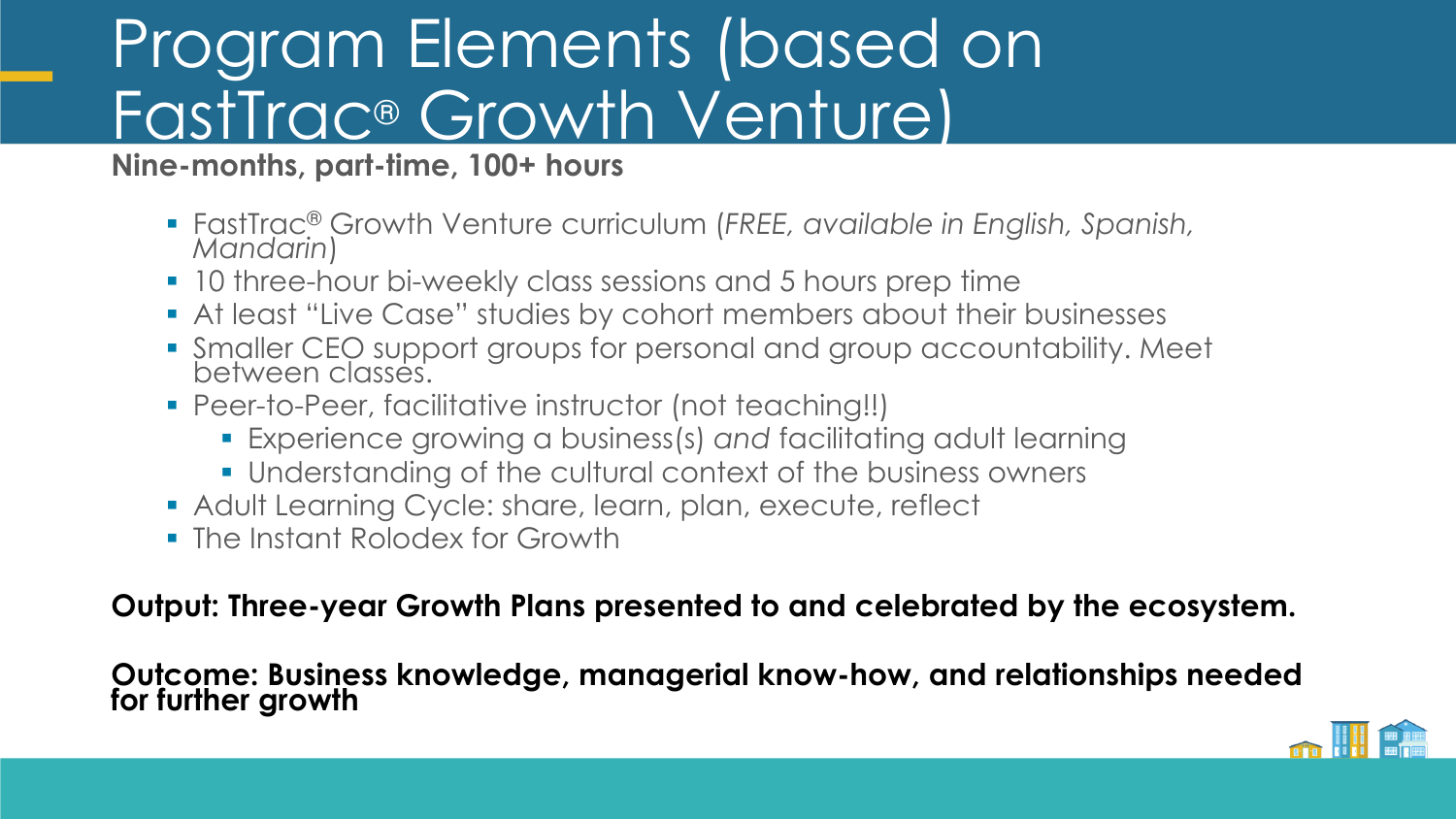# Program Elements (based on FastTrac® Growth Venture)

**Nine-months, part-time, 100+ hours**

- FastTrac® Growth Venture curriculum (*FREE, available in English, Spanish, Mandarin*)
- 10 three-hour bi-weekly class sessions and 5 hours prep time
- At least "Live Case" studies by cohort members about their businesses
- Smaller CEO support groups for personal and group accountability. Meet between classes.
- Peer-to-Peer, facilitative instructor (not teaching!!)
  - Experience growing a business(s) *and* facilitating adult learning
  - Understanding of the cultural context of the business owners
- Adult Learning Cycle: share, learn, plan, execute, reflect
- The Instant Rolodex for Growth

**Output: Three-year Growth Plans presented to and celebrated by the ecosystem.**

**Outcome: Business knowledge, managerial know-how, and relationships needed for further growth**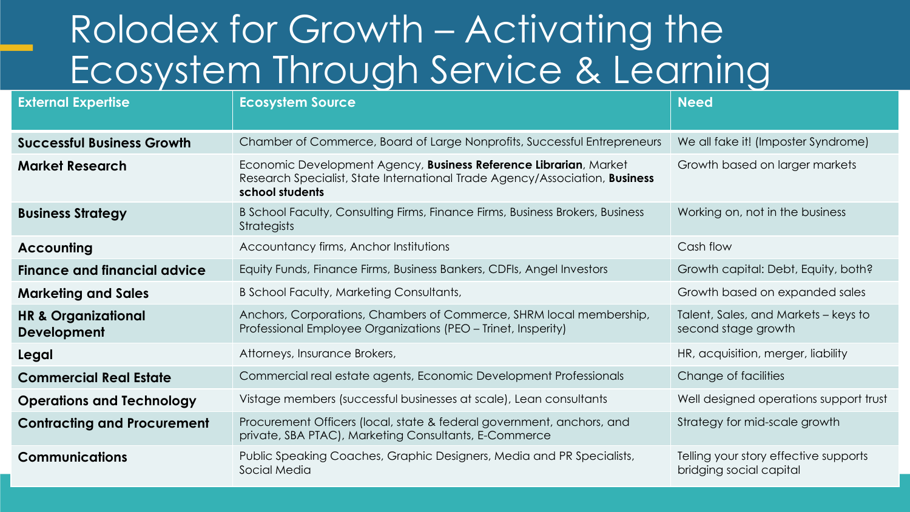# Rolodex for Growth – Activating the Ecosystem Through Service & Learning

| External Expertise | Ecosystem Source | Need |
|---|---|---|
| **Successful Business Growth** | Chamber of Commerce, Board of Large Nonprofits, Successful Entrepreneurs | We all fake it! (Imposter Syndrome) |
| **Market Research** | Economic Development Agency, **Business Reference Librarian**, Market Research Specialist, State International Trade Agency/Association, **Business school students** | Growth based on larger markets |
| **Business Strategy** | B School Faculty, Consulting Firms, Finance Firms, Business Brokers, Business Strategists | Working on, not in the business |
| **Accounting** | Accountancy firms, Anchor Institutions | Cash flow |
| **Finance and financial advice** | Equity Funds, Finance Firms, Business Bankers, CDFIs, Angel Investors | Growth capital: Debt, Equity, both? |
| **Marketing and Sales** | B School Faculty, Marketing Consultants, | Growth based on expanded sales |
| **HR & Organizational Development** | Anchors, Corporations, Chambers of Commerce, SHRM local membership, Professional Employee Organizations (PEO – Trinet, Insperity) | Talent, Sales, and Markets – keys to second stage growth |
| **Legal** | Attorneys, Insurance Brokers, | HR, acquisition, merger, liability |
| **Commercial Real Estate** | Commercial real estate agents, Economic Development Professionals | Change of facilities |
| **Operations and Technology** | Vistage members (successful businesses at scale), Lean consultants | Well designed operations support trust |
| **Contracting and Procurement** | Procurement Officers (local, state & federal government, anchors, and private, SBA PTAC), Marketing Consultants, E-Commerce | Strategy for mid-scale growth |
| **Communications** | Public Speaking Coaches, Graphic Designers, Media and PR Specialists, Social Media | Telling your story effective supports bridging social capital |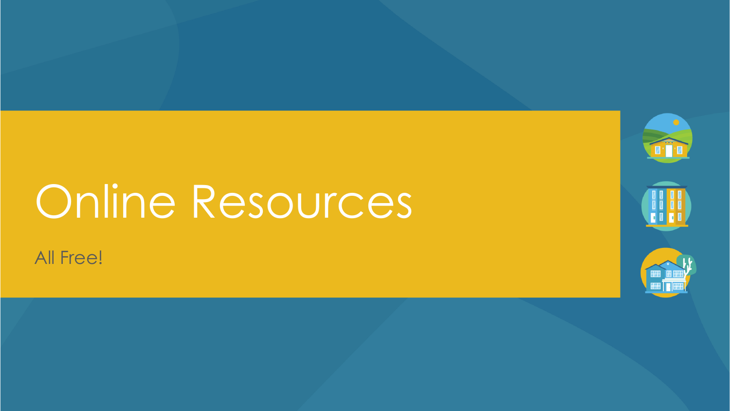# Online Resources

All Free!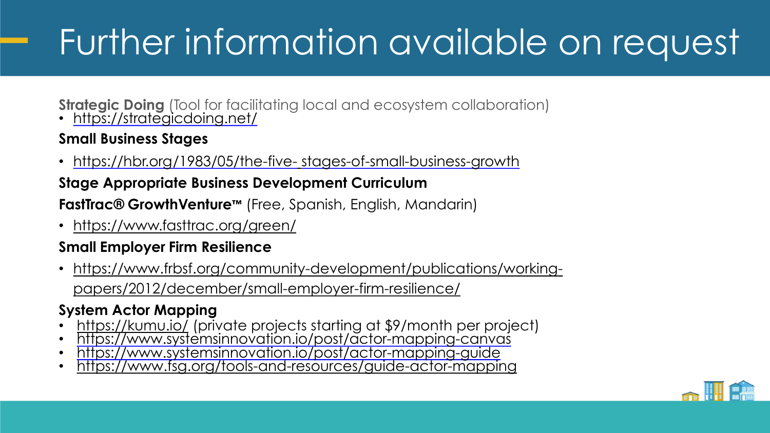# Further information available on request

**Strategic Doing** (Tool for facilitating local and ecosystem collaboration)

- https://strategicdoing.net/

**Small Business Stages**

- https://hbr.org/1983/05/the-five- stages-of-small-business-growth

**Stage Appropriate Business Development Curriculum**

**FastTrac® GrowthVenture™** (Free, Spanish, English, Mandarin)

- https://www.fasttrac.org/green/

**Small Employer Firm Resilience**

- https://www.frbsf.org/community-development/publications/working-papers/2012/december/small-employer-firm-resilience/

**System Actor Mapping**

- https://kumu.io/ (private projects starting at $9/month per project)
- https://www.systemsinnovation.io/post/actor-mapping-canvas
- https://www.systemsinnovation.io/post/actor-mapping-guide
- https://www.fsg.org/tools-and-resources/guide-actor-mapping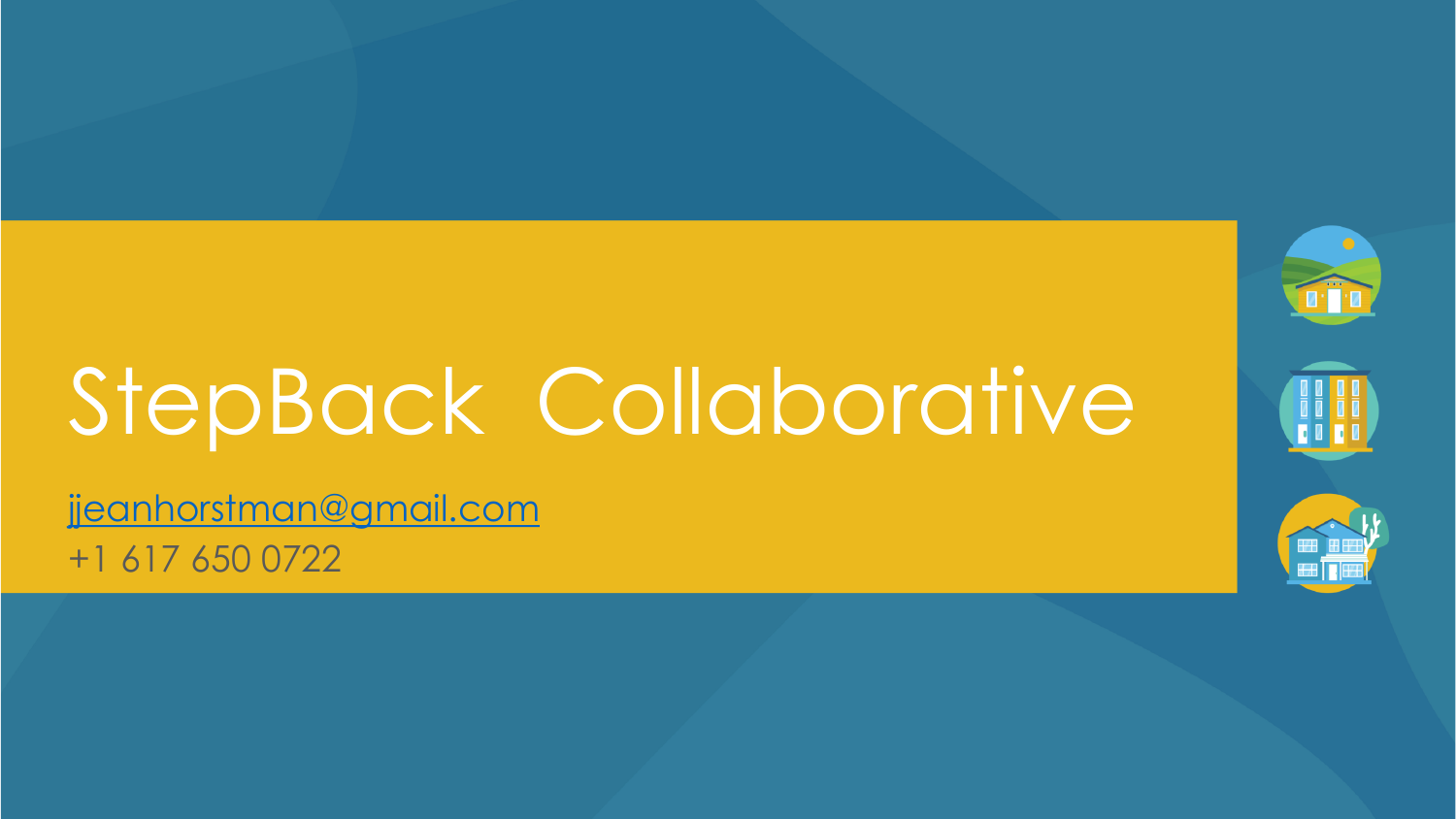# StepBack Collaborative

jjeanhorstman@gmail.com

+1 617 650 0722